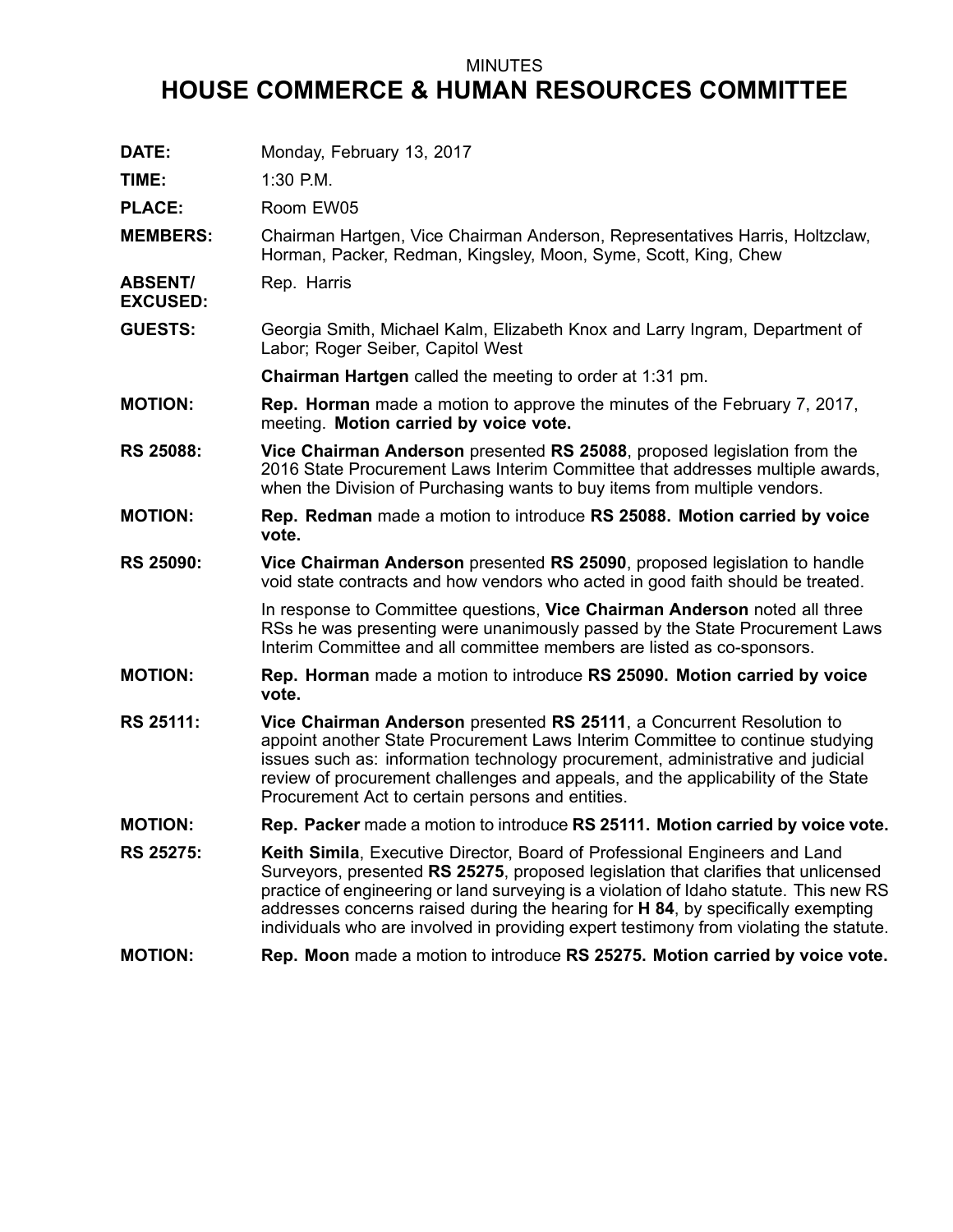MINUTES

# HOUSE COMMERCE & HUMAN RESOURCES COMMITTEE

**DATE:** Monday, February 13, 2017

**TIME:** 1:30 P.M.

**PLACE:** Room EW05

**MEMBERS:** Chairman Hartgen, Vice Chairman Anderson, Representatives Harris, Holtzclaw, Horman, Packer, Redman, Kingsley, Moon, Syme, Scott, King, Chew

**ABSENT/ EXCUSED:** Rep. Harris

**GUESTS:** Georgia Smith, Michael Kalm, Elizabeth Knox and Larry Ingram, Department of Labor; Roger Seiber, Capitol West

**Chairman Hartgen** called the meeting to order at 1:31 pm.

**MOTION:** **Rep. Horman** made a motion to approve the minutes of the February 7, 2017, meeting. **Motion carried by voice vote.**

**RS 25088:** **Vice Chairman Anderson** presented **RS 25088**, proposed legislation from the 2016 State Procurement Laws Interim Committee that addresses multiple awards, when the Division of Purchasing wants to buy items from multiple vendors.

**MOTION:** **Rep. Redman** made a motion to introduce **RS 25088. Motion carried by voice vote.**

**RS 25090:** **Vice Chairman Anderson** presented **RS 25090**, proposed legislation to handle void state contracts and how vendors who acted in good faith should be treated.

In response to Committee questions, **Vice Chairman Anderson** noted all three RSs he was presenting were unanimously passed by the State Procurement Laws Interim Committee and all committee members are listed as co-sponsors.

**MOTION:** **Rep. Horman** made a motion to introduce **RS 25090. Motion carried by voice vote.**

**RS 25111:** **Vice Chairman Anderson** presented **RS 25111**, a Concurrent Resolution to appoint another State Procurement Laws Interim Committee to continue studying issues such as: information technology procurement, administrative and judicial review of procurement challenges and appeals, and the applicability of the State Procurement Act to certain persons and entities.

**MOTION:** **Rep. Packer** made a motion to introduce **RS 25111. Motion carried by voice vote.**

**RS 25275:** **Keith Simila**, Executive Director, Board of Professional Engineers and Land Surveyors, presented **RS 25275**, proposed legislation that clarifies that unlicensed practice of engineering or land surveying is a violation of Idaho statute. This new RS addresses concerns raised during the hearing for **H 84**, by specifically exempting individuals who are involved in providing expert testimony from violating the statute.

**MOTION:** **Rep. Moon** made a motion to introduce **RS 25275. Motion carried by voice vote.**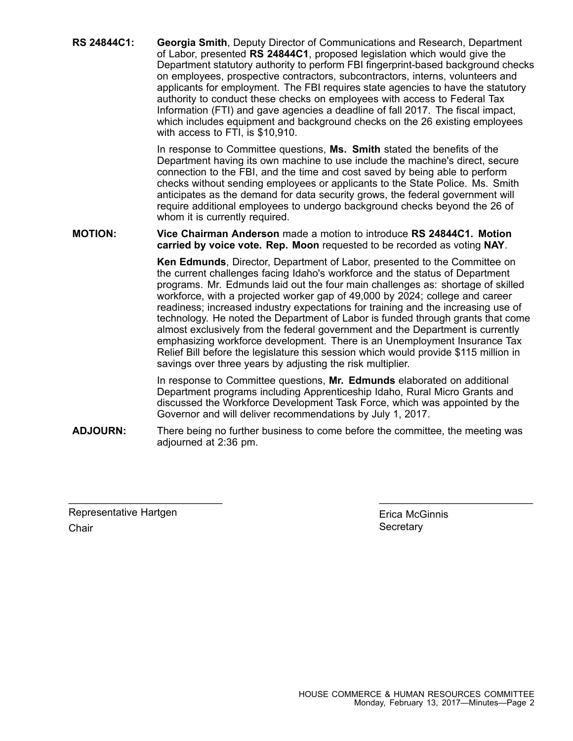**RS 24844C1:** **Georgia Smith**, Deputy Director of Communications and Research, Department of Labor, presented **RS 24844C1**, proposed legislation which would give the Department statutory authority to perform FBI fingerprint-based background checks on employees, prospective contractors, subcontractors, interns, volunteers and applicants for employment. The FBI requires state agencies to have the statutory authority to conduct these checks on employees with access to Federal Tax Information (FTI) and gave agencies a deadline of fall 2017. The fiscal impact, which includes equipment and background checks on the 26 existing employees with access to FTI, is $10,910.

In response to Committee questions, **Ms. Smith** stated the benefits of the Department having its own machine to use include the machine's direct, secure connection to the FBI, and the time and cost saved by being able to perform checks without sending employees or applicants to the State Police. Ms. Smith anticipates as the demand for data security grows, the federal government will require additional employees to undergo background checks beyond the 26 of whom it is currently required.

**MOTION:** **Vice Chairman Anderson** made a motion to introduce **RS 24844C1. Motion carried by voice vote. Rep. Moon** requested to be recorded as voting **NAY**.

**Ken Edmunds**, Director, Department of Labor, presented to the Committee on the current challenges facing Idaho's workforce and the status of Department programs. Mr. Edmunds laid out the four main challenges as: shortage of skilled workforce, with a projected worker gap of 49,000 by 2024; college and career readiness; increased industry expectations for training and the increasing use of technology. He noted the Department of Labor is funded through grants that come almost exclusively from the federal government and the Department is currently emphasizing workforce development. There is an Unemployment Insurance Tax Relief Bill before the legislature this session which would provide $115 million in savings over three years by adjusting the risk multiplier.

In response to Committee questions, **Mr. Edmunds** elaborated on additional Department programs including Apprenticeship Idaho, Rural Micro Grants and discussed the Workforce Development Task Force, which was appointed by the Governor and will deliver recommendations by July 1, 2017.

**ADJOURN:** There being no further business to come before the committee, the meeting was adjourned at 2:36 pm.

___________________________
Representative Hartgen
Chair

___________________________
Erica McGinnis
Secretary